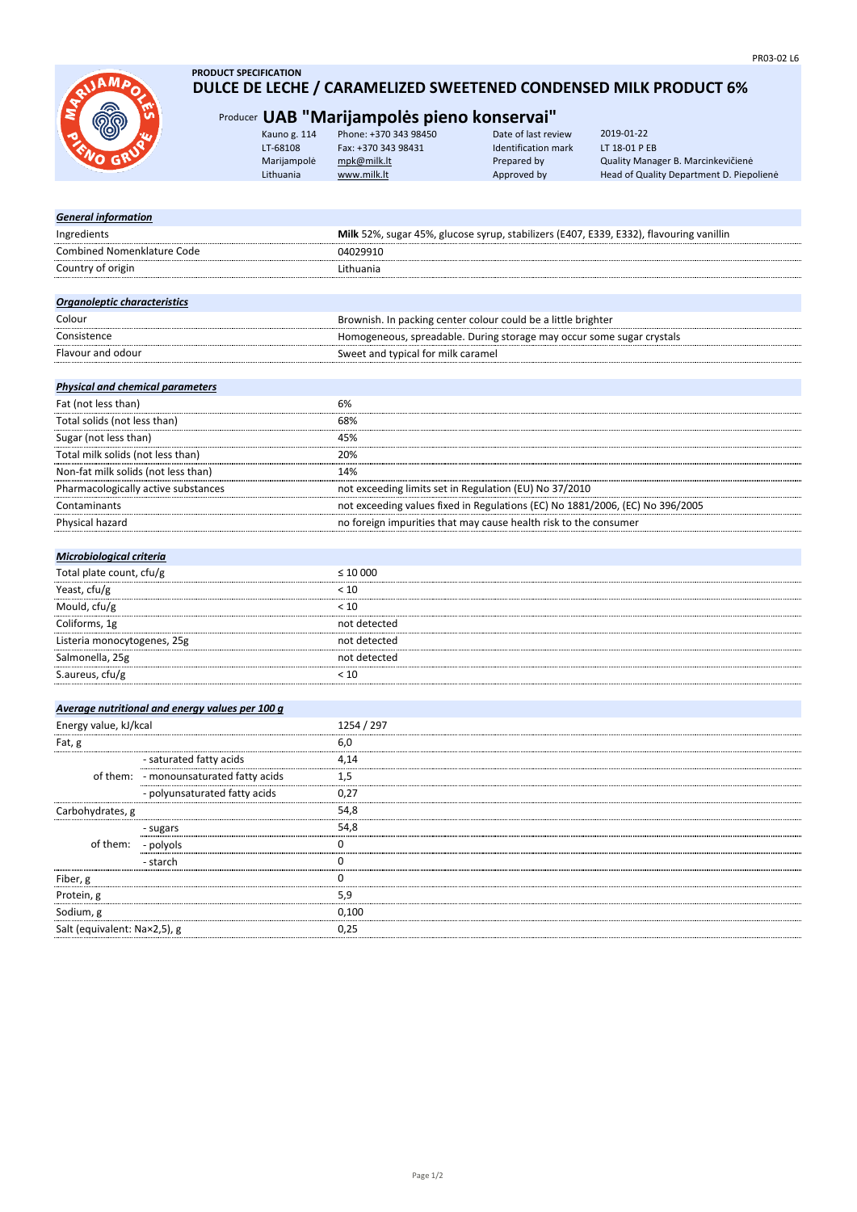PR03-02 L6

**PRODUCT SPECIFICATION**

# DULCE DE LECHE / CARAMELIZED SWEETENED CONDENSED MILK PRODUCT 6%

Producer **UAB "Marijampolės pieno konservai"**

| | | | |
|---|---|---|---|
| Kauno g. 114 | Phone: +370 343 98450 | Date of last review | 2019-01-22 |
| LT-68108 | Fax: +370 343 98431 | Identification mark | LT 18-01 P EB |
| Marijampolė | mpk@milk.lt | Prepared by | Quality Manager B. Marcinkevičienė |
| Lithuania | www.milk.lt | Approved by | Head of Quality Department D. Piepolienė |

| ***General information*** | |
|---|---|
| Ingredients | **Milk** 52%, sugar 45%, glucose syrup, stabilizers (E407, E339, E332), flavouring vanillin |
| Combined Nomenklature Code | 04029910 |
| Country of origin | Lithuania |

| ***Organoleptic characteristics*** | |
|---|---|
| Colour | Brownish. In packing center colour could be a little brighter |
| Consistence | Homogeneous, spreadable. During storage may occur some sugar crystals |
| Flavour and odour | Sweet and typical for milk caramel |

| ***Physical and chemical parameters*** | |
|---|---|
| Fat (not less than) | 6% |
| Total solids (not less than) | 68% |
| Sugar (not less than) | 45% |
| Total milk solids (not less than) | 20% |
| Non-fat milk solids (not less than) | 14% |
| Pharmacologically active substances | not exceeding limits set in Regulation (EU) No 37/2010 |
| Contaminants | not exceeding values fixed in Regulations (EC) No 1881/2006, (EC) No 396/2005 |
| Physical hazard | no foreign impurities that may cause health risk to the consumer |

| ***Microbiological criteria*** | |
|---|---|
| Total plate count, cfu/g | ≤ 10 000 |
| Yeast, cfu/g | < 10 |
| Mould, cfu/g | < 10 |
| Coliforms, 1g | not detected |
| Listeria monocytogenes, 25g | not detected |
| Salmonella, 25g | not detected |
| S.aureus, cfu/g | < 10 |

| ***Average nutritional and energy values per 100 g*** | | |
|---|---|---|
| Energy value, kJ/kcal | | 1254 / 297 |
| Fat, g | | 6,0 |
| | - saturated fatty acids | 4,14 |
| of them: | - monounsaturated fatty acids | 1,5 |
| | - polyunsaturated fatty acids | 0,27 |
| Carbohydrates, g | | 54,8 |
| | - sugars | 54,8 |
| of them: | - polyols | 0 |
| | - starch | 0 |
| Fiber, g | | 0 |
| Protein, g | | 5,9 |
| Sodium, g | | 0,100 |
| Salt (equivalent: Na×2,5), g | | 0,25 |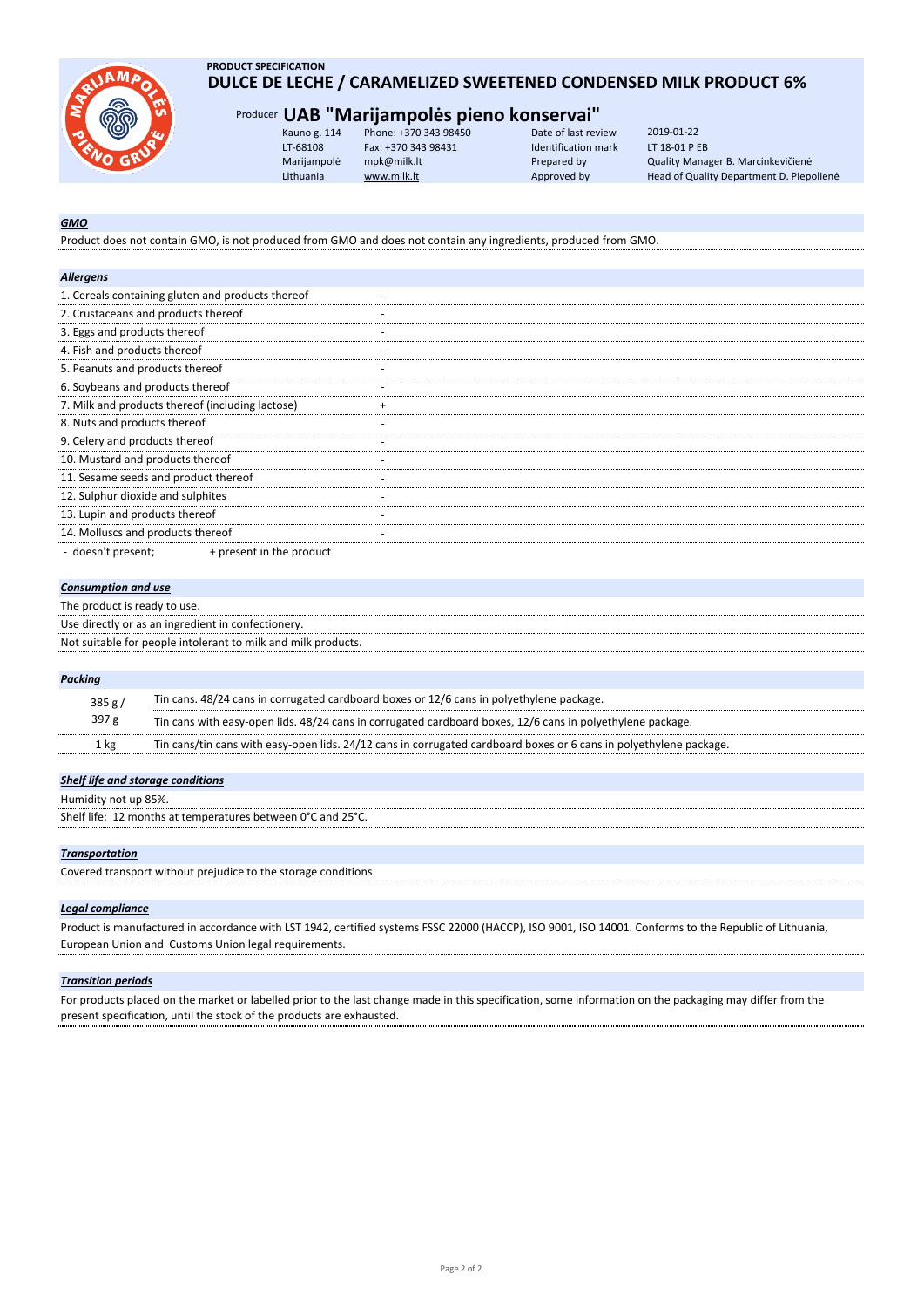PRODUCT SPECIFICATION

# DULCE DE LECHE / CARAMELIZED SWEETENED CONDENSED MILK PRODUCT 6%

Producer **UAB "Marijampolės pieno konservai"**

| | | | |
|---|---|---|---|
| Kauno g. 114 | Phone: +370 343 98450 | Date of last review | 2019-01-22 |
| LT-68108 | Fax: +370 343 98431 | Identification mark | LT 18-01 P EB |
| Marijampolė | mpk@milk.lt | Prepared by | Quality Manager B. Marcinkevičienė |
| Lithuania | www.milk.lt | Approved by | Head of Quality Department D. Piepolienė |

## *GMO*

Product does not contain GMO, is not produced from GMO and does not contain any ingredients, produced from GMO.

## *Allergens*

| | |
|---|---|
| 1. Cereals containing gluten and products thereof | - |
| 2. Crustaceans and products thereof | - |
| 3. Eggs and products thereof | - |
| 4. Fish and products thereof | - |
| 5. Peanuts and products thereof | - |
| 6. Soybeans and products thereof | - |
| 7. Milk and products thereof (including lactose) | + |
| 8. Nuts and products thereof | - |
| 9. Celery and products thereof | - |
| 10. Mustard and products thereof | - |
| 11. Sesame seeds and product thereof | - |
| 12. Sulphur dioxide and sulphites | - |
| 13. Lupin and products thereof | - |
| 14. Molluscs and products thereof | - |

- doesn't present; + present in the product

## *Consumption and use*

The product is ready to use.

Use directly or as an ingredient in confectionery.

Not suitable for people intolerant to milk and milk products.

## *Packing*

| | |
|---|---|
| 385 g / 397 g | Tin cans. 48/24 cans in corrugated cardboard boxes or 12/6 cans in polyethylene package. |
| | Tin cans with easy-open lids. 48/24 cans in corrugated cardboard boxes, 12/6 cans in polyethylene package. |
| 1 kg | Tin cans/tin cans with easy-open lids. 24/12 cans in corrugated cardboard boxes or 6 cans in polyethylene package. |

## *Shelf life and storage conditions*

Humidity not up 85%.

Shelf life: 12 months at temperatures between 0°C and 25°C.

## *Transportation*

Covered transport without prejudice to the storage conditions

## *Legal compliance*

Product is manufactured in accordance with LST 1942, certified systems FSSC 22000 (HACCP), ISO 9001, ISO 14001. Conforms to the Republic of Lithuania, European Union and Customs Union legal requirements.

## *Transition periods*

For products placed on the market or labelled prior to the last change made in this specification, some information on the packaging may differ from the present specification, until the stock of the products are exhausted.